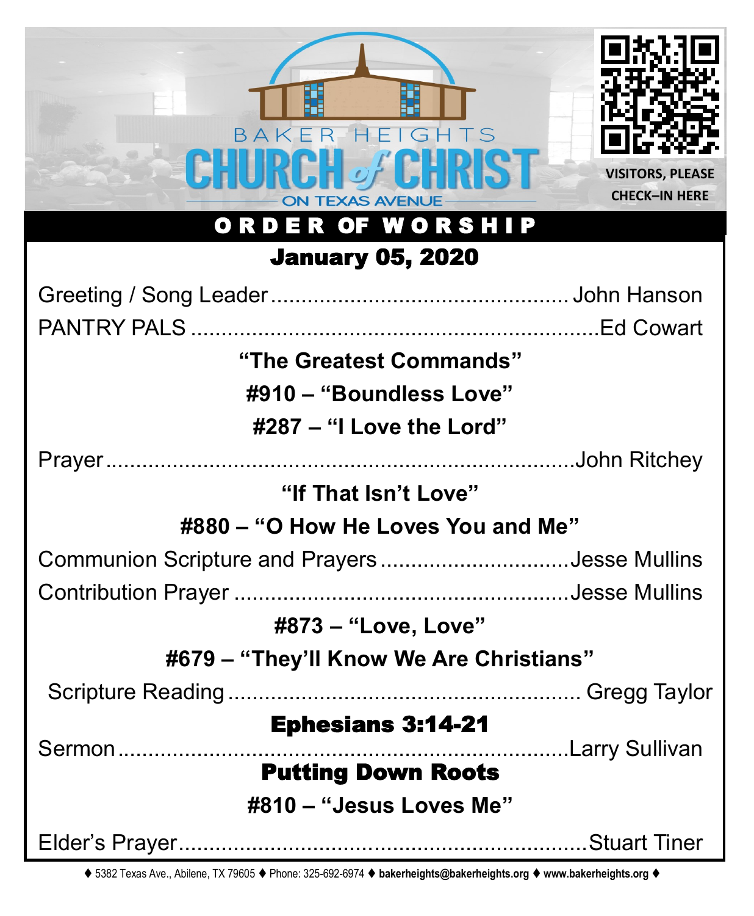BAKER HEIGHTS

# CHURCH of CHRIST

ON TEXAS AVENUE

VISITORS, PLEASE CHECK–IN HERE

## ORDER OF WORSHIP

### January 05, 2020

Greeting / Song Leader.................................................John Hanson

PANTRY PALS ...................................................................Ed Cowart

**“The Greatest Commands”**

**#910 – “Boundless Love”**

**#287 – “I Love the Lord”**

Prayer..........................................................................John Ritchey

**“If That Isn’t Love”**

**#880 – “O How He Loves You and Me”**

Communion Scripture and Prayers...............................Jesse Mullins

Contribution Prayer .......................................................Jesse Mullins

**#873 – “Love, Love”**

**#679 – “They’ll Know We Are Christians”**

Scripture Reading .......................................................... Gregg Taylor

**Ephesians 3:14-21**

Sermon.........................................................................Larry Sullivan

**Putting Down Roots**

**#810 – “Jesus Loves Me”**

Elder’s Prayer....................................................................Stuart Tiner

♦ 5382 Texas Ave., Abilene, TX 79605 ♦ Phone: 325-692-6974 ♦ **bakerheights@bakerheights.org** ♦ **www.bakerheights.org** ♦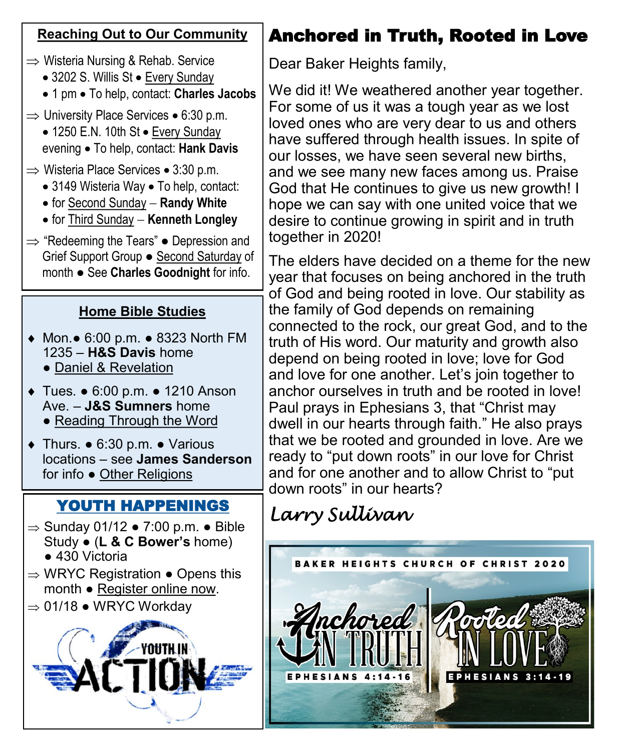## Reaching Out to Our Community

⇒ Wisteria Nursing & Rehab. Service
- 3202 S. Willis St • Every Sunday
- 1 pm • To help, contact: **Charles Jacobs**

⇒ University Place Services • 6:30 p.m.
- 1250 E.N. 10th St • Every Sunday evening • To help, contact: **Hank Davis**

⇒ Wisteria Place Services • 3:30 p.m.
- 3149 Wisteria Way • To help, contact:
- for Second Sunday – **Randy White**
- for Third Sunday – **Kenneth Longley**

⇒ "Redeeming the Tears" ● Depression and Grief Support Group ● Second Saturday of month ● See **Charles Goodnight** for info.

## Home Bible Studies

- Mon.● 6:00 p.m. ● 8323 North FM 1235 – **H&S Davis** home ● Daniel & Revelation
- Tues. ● 6:00 p.m. ● 1210 Anson Ave. – **J&S Sumners** home ● Reading Through the Word
- Thurs. ● 6:30 p.m. ● Various locations – see **James Sanderson** for info ● Other Religions

## YOUTH HAPPENINGS

⇒ Sunday 01/12 ● 7:00 p.m. ● Bible Study ● (**L & C Bower's** home) ● 430 Victoria

⇒ WRYC Registration ● Opens this month ● Register online now.

⇒ 01/18 ● WRYC Workday

# Anchored in Truth, Rooted in Love

Dear Baker Heights family,

We did it! We weathered another year together. For some of us it was a tough year as we lost loved ones who are very dear to us and others have suffered through health issues. In spite of our losses, we have seen several new births, and we see many new faces among us. Praise God that He continues to give us new growth! I hope we can say with one united voice that we desire to continue growing in spirit and in truth together in 2020!

The elders have decided on a theme for the new year that focuses on being anchored in the truth of God and being rooted in love. Our stability as the family of God depends on remaining connected to the rock, our great God, and to the truth of His word. Our maturity and growth also depend on being rooted in love; love for God and love for one another. Let's join together to anchor ourselves in truth and be rooted in love! Paul prays in Ephesians 3, that "Christ may dwell in our hearts through faith." He also prays that we be rooted and grounded in love. Are we ready to "put down roots" in our love for Christ and for one another and to allow Christ to "put down roots" in our hearts?

*Larry Sullivan*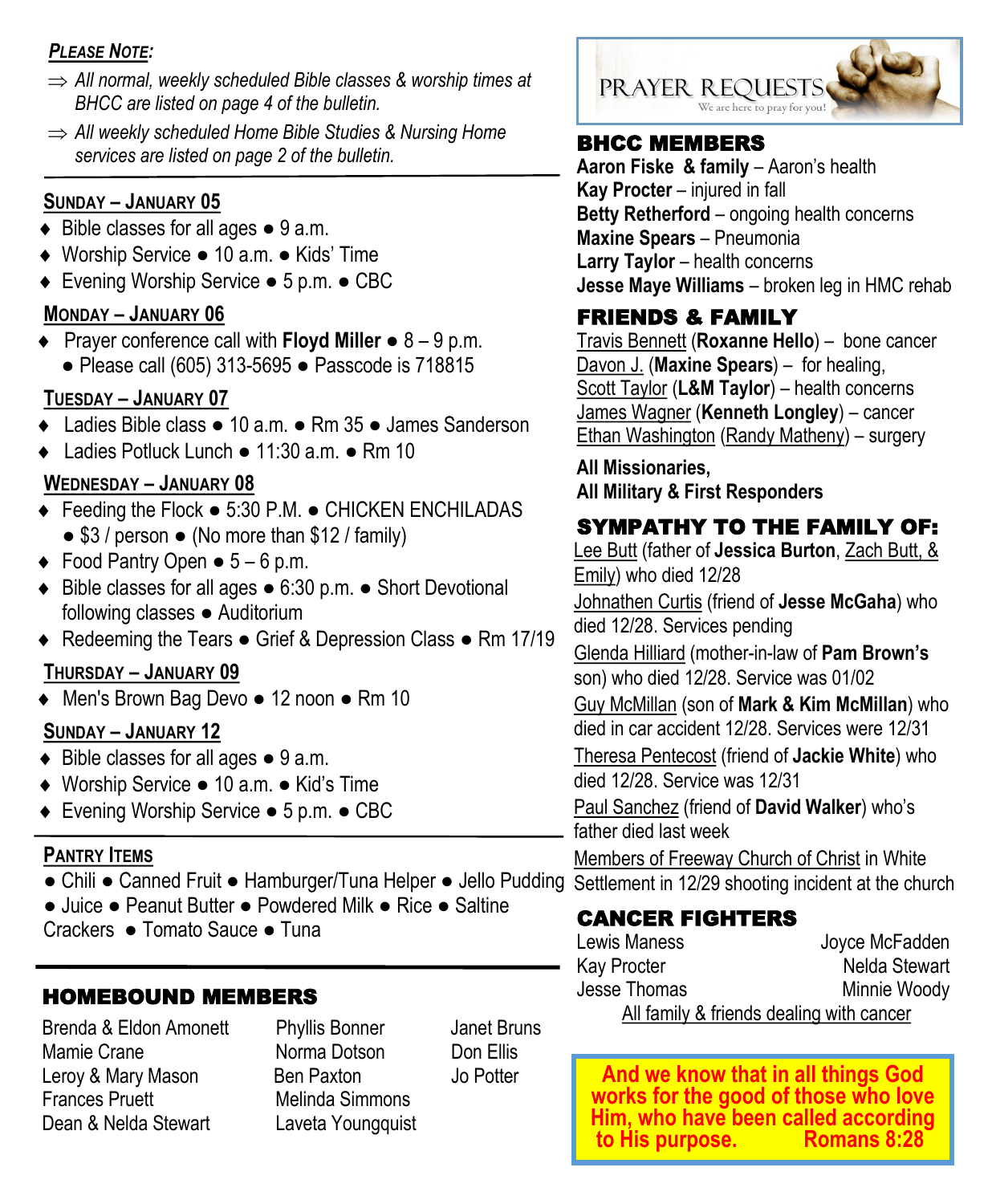***Please Note:***

- ⇒ *All normal, weekly scheduled Bible classes & worship times at BHCC are listed on page 4 of the bulletin.*
- ⇒ *All weekly scheduled Home Bible Studies & Nursing Home services are listed on page 2 of the bulletin.*

## Sunday – January 05

- Bible classes for all ages ● 9 a.m.
- Worship Service ● 10 a.m. ● Kids' Time
- Evening Worship Service ● 5 p.m. ● CBC

## Monday – January 06

- Prayer conference call with **Floyd Miller** ● 8 – 9 p.m. ● Please call (605) 313-5695 ● Passcode is 718815

## Tuesday – January 07

- Ladies Bible class ● 10 a.m. ● Rm 35 ● James Sanderson
- Ladies Potluck Lunch ● 11:30 a.m. ● Rm 10

## Wednesday – January 08

- Feeding the Flock ● 5:30 P.M. ● CHICKEN ENCHILADAS ● $3 / person ● (No more than $12 / family)
- Food Pantry Open ● 5 – 6 p.m.
- Bible classes for all ages ● 6:30 p.m. ● Short Devotional following classes ● Auditorium
- Redeeming the Tears ● Grief & Depression Class ● Rm 17/19

## Thursday – January 09

- Men's Brown Bag Devo ● 12 noon ● Rm 10

## Sunday – January 12

- Bible classes for all ages ● 9 a.m.
- Worship Service ● 10 a.m. ● Kid's Time
- Evening Worship Service ● 5 p.m. ● CBC

## Pantry Items

● Chili ● Canned Fruit ● Hamburger/Tuna Helper ● Jello Pudding ● Juice ● Peanut Butter ● Powdered Milk ● Rice ● Saltine Crackers ● Tomato Sauce ● Tuna

## HOMEBOUND MEMBERS

| | | |
|---|---|---|
| Brenda & Eldon Amonett | Phyllis Bonner | Janet Bruns |
| Mamie Crane | Norma Dotson | Don Ellis |
| Leroy & Mary Mason | Ben Paxton | Jo Potter |
| Frances Pruett | Melinda Simmons | |
| Dean & Nelda Stewart | Laveta Youngquist | |

# PRAYER REQUESTS

We are here to pray for you!

## BHCC MEMBERS

**Aaron Fiske & family** – Aaron's health
**Kay Procter** – injured in fall
**Betty Retherford** – ongoing health concerns
**Maxine Spears** – Pneumonia
**Larry Taylor** – health concerns
**Jesse Maye Williams** – broken leg in HMC rehab

## FRIENDS & FAMILY

Travis Bennett (**Roxanne Hello**) – bone cancer
Davon J. (**Maxine Spears**) – for healing,
Scott Taylor (**L&M Taylor**) – health concerns
James Wagner (**Kenneth Longley**) – cancer
Ethan Washington (Randy Matheny) – surgery

**All Missionaries,**
**All Military & First Responders**

## SYMPATHY TO THE FAMILY OF:

Lee Butt (father of **Jessica Burton**, Zach Butt, & Emily) who died 12/28

Johnathen Curtis (friend of **Jesse McGaha**) who died 12/28. Services pending

Glenda Hilliard (mother-in-law of **Pam Brown's** son) who died 12/28. Service was 01/02

Guy McMillan (son of **Mark & Kim McMillan**) who died in car accident 12/28. Services were 12/31

Theresa Pentecost (friend of **Jackie White**) who died 12/28. Service was 12/31

Paul Sanchez (friend of **David Walker**) who's father died last week

Members of Freeway Church of Christ in White Settlement in 12/29 shooting incident at the church

## CANCER FIGHTERS

| | |
|---|---|
| Lewis Maness | Joyce McFadden |
| Kay Procter | Nelda Stewart |
| Jesse Thomas | Minnie Woody |

All family & friends dealing with cancer

**And we know that in all things God works for the good of those who love Him, who have been called according to His purpose. Romans 8:28**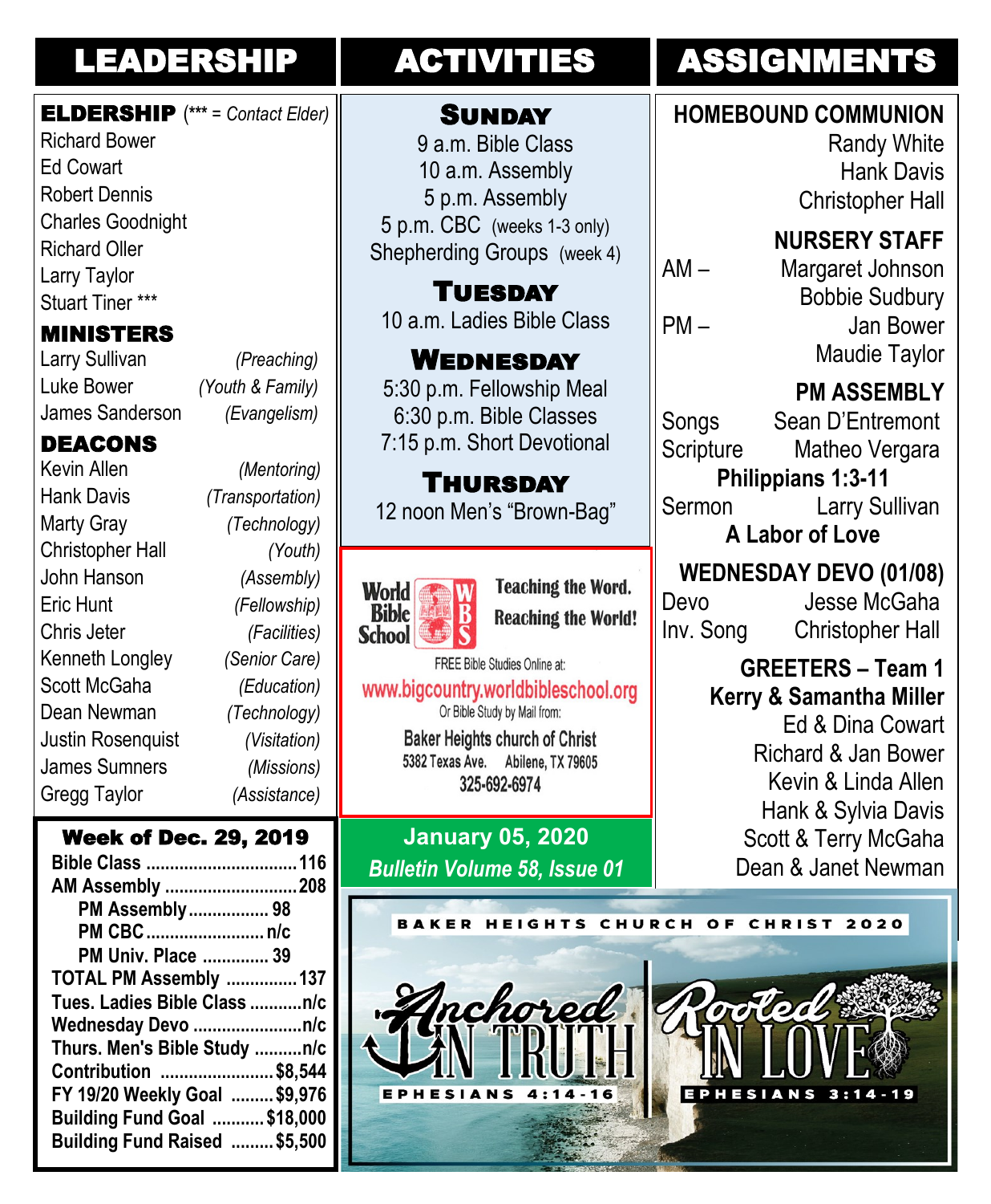# LEADERSHIP

## ELDERSHIP (*** = Contact Elder)

Richard Bower
Ed Cowart
Robert Dennis
Charles Goodnight
Richard Oller
Larry Taylor
Stuart Tiner ***

## MINISTERS

| | |
|---|---|
| Larry Sullivan | *(Preaching)* |
| Luke Bower | *(Youth & Family)* |
| James Sanderson | *(Evangelism)* |

## DEACONS

| | |
|---|---|
| Kevin Allen | *(Mentoring)* |
| Hank Davis | *(Transportation)* |
| Marty Gray | *(Technology)* |
| Christopher Hall | *(Youth)* |
| John Hanson | *(Assembly)* |
| Eric Hunt | *(Fellowship)* |
| Chris Jeter | *(Facilities)* |
| Kenneth Longley | *(Senior Care)* |
| Scott McGaha | *(Education)* |
| Dean Newman | *(Technology)* |
| Justin Rosenquist | *(Visitation)* |
| James Sumners | *(Missions)* |
| Gregg Taylor | *(Assistance)* |

## Week of Dec. 29, 2019

| | |
|---|---|
| **Bible Class** | **116** |
| **AM Assembly** | **208** |
| **PM Assembly** | **98** |
| **PM CBC** | **n/c** |
| **PM Univ. Place** | **39** |
| **TOTAL PM Assembly** | **137** |
| **Tues. Ladies Bible Class** | **n/c** |
| **Wednesday Devo** | **n/c** |
| **Thurs. Men's Bible Study** | **n/c** |
| **Contribution** | **$8,544** |
| **FY 19/20 Weekly Goal** | **$9,976** |
| **Building Fund Goal** | **$18,000** |
| **Building Fund Raised** | **$5,500** |

# ACTIVITIES

## SUNDAY

9 a.m. Bible Class
10 a.m. Assembly
5 p.m. Assembly
5 p.m. CBC (weeks 1-3 only)
Shepherding Groups (week 4)

## TUESDAY

10 a.m. Ladies Bible Class

## WEDNESDAY

5:30 p.m. Fellowship Meal
6:30 p.m. Bible Classes
7:15 p.m. Short Devotional

## THURSDAY

12 noon Men's "Brown-Bag"

World Bible School — WBS
**Teaching the Word. Reaching the World!**

FREE Bible Studies Online at:
www.bigcountry.worldbibleschool.org
Or Bible Study by Mail from:
Baker Heights church of Christ
5382 Texas Ave. Abilene, TX 79605
325-692-6974

**January 05, 2020**
***Bulletin Volume 58, Issue 01***

# ASSIGNMENTS

## HOMEBOUND COMMUNION

Randy White
Hank Davis
Christopher Hall

## NURSERY STAFF

AM – Margaret Johnson, Bobbie Sudbury
PM – Jan Bower, Maudie Taylor

## PM ASSEMBLY

Songs — Sean D'Entremont
Scripture — Matheo Vergara
**Philippians 1:3-11**
Sermon — Larry Sullivan
**A Labor of Love**

## WEDNESDAY DEVO (01/08)

Devo — Jesse McGaha
Inv. Song — Christopher Hall

## GREETERS – Team 1

**Kerry & Samantha Miller**
Ed & Dina Cowart
Richard & Jan Bower
Kevin & Linda Allen
Hank & Sylvia Davis
Scott & Terry McGaha
Dean & Janet Newman

BAKER HEIGHTS CHURCH OF CHRIST 2020

Anchored IN TRUTH — EPHESIANS 4:14-16

Rooted IN LOVE — EPHESIANS 3:14-19